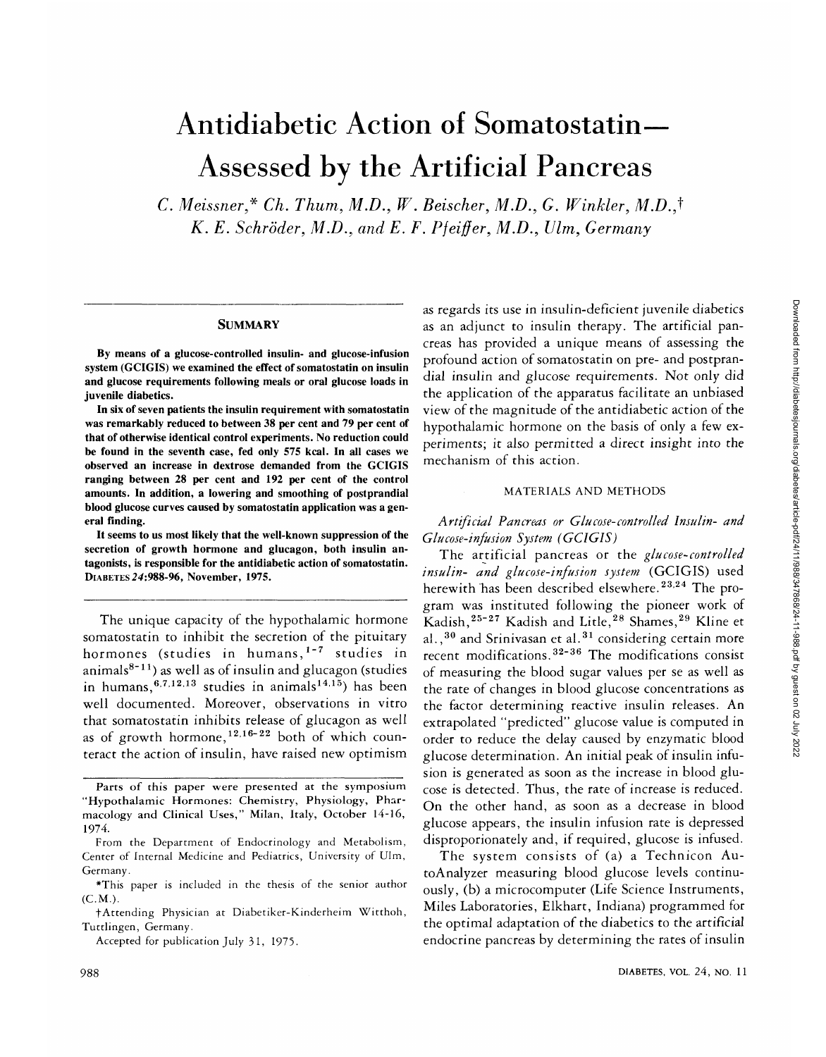# Antidiabetic Action of Somatostatin—Assessed by the Artificial Pancreas

*C. Meissner,\* Ch. Thum, M.D., W. Beischer, M.D., G. Winkler, M.D.,† K. E. Schröder, M.D., and E. F. Pfeiffer, M.D., Ulm, Germany*

## SUMMARY

**By means of a glucose-controlled insulin- and glucose-infusion system (GCIGIS) we examined the effect of somatostatin on insulin and glucose requirements following meals or oral glucose loads in juvenile diabetics.**

**In six of seven patients the insulin requirement with somatostatin was remarkably reduced to between 38 per cent and 79 per cent of that of otherwise identical control experiments. No reduction could be found in the seventh case, fed only 575 kcal. In all cases we observed an increase in dextrose demanded from the GCIGIS ranging between 28 per cent and 192 per cent of the control amounts. In addition, a lowering and smoothing of postprandial blood glucose curves caused by somatostatin application was a general finding.**

**It seems to us most likely that the well-known suppression of the secretion of growth hormone and glucagon, both insulin antagonists, is responsible for the antidiabetic action of somatostatin.** DIABETES *24*:988-96, November, 1975.

The unique capacity of the hypothalamic hormone somatostatin to inhibit the secretion of the pituitary hormones (studies in humans,[1-7] studies in animals[8-11]) as well as of insulin and glucagon (studies in humans,[6,7,12,13] studies in animals[14,15]) has been well documented. Moreover, observations in vitro that somatostatin inhibits release of glucagon as well as of growth hormone,[12,16-22] both of which counteract the action of insulin, have raised new optimism as regards its use in insulin-deficient juvenile diabetics as an adjunct to insulin therapy. The artificial pancreas has provided a unique means of assessing the profound action of somatostatin on pre- and postprandial insulin and glucose requirements. Not only did the application of the apparatus facilitate an unbiased view of the magnitude of the antidiabetic action of the hypothalamic hormone on the basis of only a few experiments; it also permitted a direct insight into the mechanism of this action.

Parts of this paper were presented at the symposium "Hypothalamic Hormones: Chemistry, Physiology, Pharmacology and Clinical Uses," Milan, Italy, October 14-16, 1974.

From the Department of Endocrinology and Metabolism, Center of Internal Medicine and Pediatrics, University of Ulm, Germany.

\*This paper is included in the thesis of the senior author (C.M.).

†Attending Physician at Diabetiker-Kinderheim Witthoh, Tuttlingen, Germany.

Accepted for publication July 31, 1975.

## MATERIALS AND METHODS

### *Artificial Pancreas or Glucose-controlled Insulin- and Glucose-infusion System (GCIGIS)*

The artificial pancreas or the *glucose-controlled insulin- and glucose-infusion system* (GCIGIS) used herewith has been described elsewhere.[23,24] The program was instituted following the pioneer work of Kadish,[25-27] Kadish and Litle,[28] Shames,[29] Kline et al.,[30] and Srinivasan et al.[31] considering certain more recent modifications.[32-36] The modifications consist of measuring the blood sugar values per se as well as the rate of changes in blood glucose concentrations as the factor determining reactive insulin releases. An extrapolated "predicted" glucose value is computed in order to reduce the delay caused by enzymatic blood glucose determination. An initial peak of insulin infusion is generated as soon as the increase in blood glucose is detected. Thus, the rate of increase is reduced. On the other hand, as soon as a decrease in blood glucose appears, the insulin infusion rate is depressed disproporionately and, if required, glucose is infused.

The system consists of (a) a Technicon AutoAnalyzer measuring blood glucose levels continuously, (b) a microcomputer (Life Science Instruments, Miles Laboratories, Elkhart, Indiana) programmed for the optimal adaptation of the diabetics to the artificial endocrine pancreas by determining the rates of insulin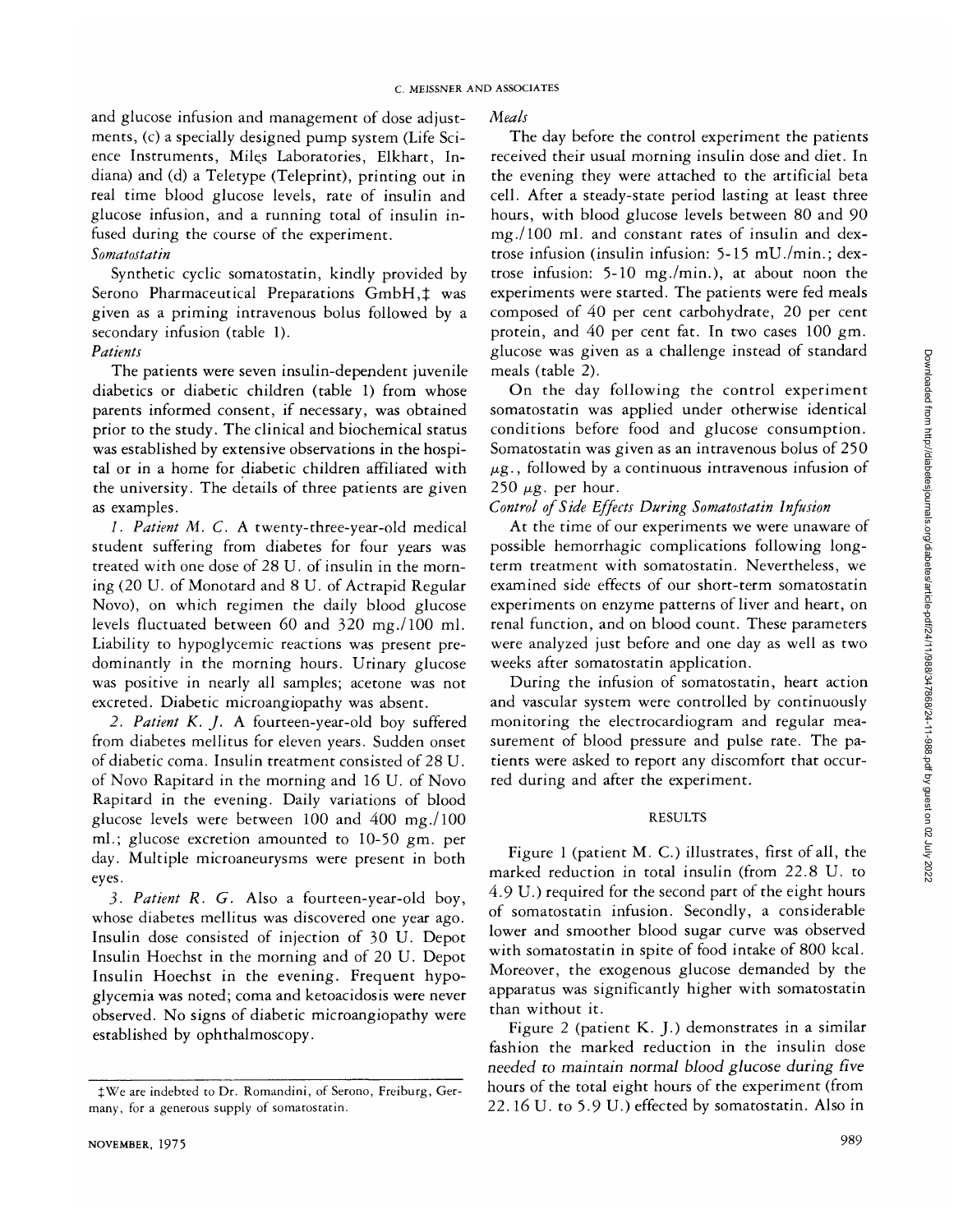and glucose infusion and management of dose adjustments, (c) a specially designed pump system (Life Science Instruments, Miles Laboratories, Elkhart, Indiana) and (d) a Teletype (Teleprint), printing out in real time blood glucose levels, rate of insulin and glucose infusion, and a running total of insulin infused during the course of the experiment.

*Somatostatin*

Synthetic cyclic somatostatin, kindly provided by Serono Pharmaceutical Preparations GmbH,‡ was given as a priming intravenous bolus followed by a secondary infusion (table 1).

*Patients*

The patients were seven insulin-dependent juvenile diabetics or diabetic children (table 1) from whose parents informed consent, if necessary, was obtained prior to the study. The clinical and biochemical status was established by extensive observations in the hospital or in a home for diabetic children affiliated with the university. The details of three patients are given as examples.

*1. Patient M. C.* A twenty-three-year-old medical student suffering from diabetes for four years was treated with one dose of 28 U. of insulin in the morning (20 U. of Monotard and 8 U. of Actrapid Regular Novo), on which regimen the daily blood glucose levels fluctuated between 60 and 320 mg./100 ml. Liability to hypoglycemic reactions was present predominantly in the morning hours. Urinary glucose was positive in nearly all samples; acetone was not excreted. Diabetic microangiopathy was absent.

*2. Patient K. J.* A fourteen-year-old boy suffered from diabetes mellitus for eleven years. Sudden onset of diabetic coma. Insulin treatment consisted of 28 U. of Novo Rapitard in the morning and 16 U. of Novo Rapitard in the evening. Daily variations of blood glucose levels were between 100 and 400 mg./100 ml.; glucose excretion amounted to 10-50 gm. per day. Multiple microaneurysms were present in both eyes.

*3. Patient R. G.* Also a fourteen-year-old boy, whose diabetes mellitus was discovered one year ago. Insulin dose consisted of injection of 30 U. Depot Insulin Hoechst in the morning and of 20 U. Depot Insulin Hoechst in the evening. Frequent hypoglycemia was noted; coma and ketoacidosis were never observed. No signs of diabetic microangiopathy were established by ophthalmoscopy.

‡We are indebted to Dr. Romandini, of Serono, Freiburg, Germany, for a generous supply of somatostatin.

*Meals*

The day before the control experiment the patients received their usual morning insulin dose and diet. In the evening they were attached to the artificial beta cell. After a steady-state period lasting at least three hours, with blood glucose levels between 80 and 90 mg./100 ml. and constant rates of insulin and dextrose infusion (insulin infusion: 5-15 mU./min.; dextrose infusion: 5-10 mg./min.), at about noon the experiments were started. The patients were fed meals composed of 40 per cent carbohydrate, 20 per cent protein, and 40 per cent fat. In two cases 100 gm. glucose was given as a challenge instead of standard meals (table 2).

On the day following the control experiment somatostatin was applied under otherwise identical conditions before food and glucose consumption. Somatostatin was given as an intravenous bolus of 250 $\mu$g., followed by a continuous intravenous infusion of 250 $\mu$g. per hour.

*Control of Side Effects During Somatostatin Infusion*

At the time of our experiments we were unaware of possible hemorrhagic complications following long-term treatment with somatostatin. Nevertheless, we examined side effects of our short-term somatostatin experiments on enzyme patterns of liver and heart, on renal function, and on blood count. These parameters were analyzed just before and one day as well as two weeks after somatostatin application.

During the infusion of somatostatin, heart action and vascular system were controlled by continuously monitoring the electrocardiogram and regular measurement of blood pressure and pulse rate. The patients were asked to report any discomfort that occurred during and after the experiment.

## RESULTS

Figure 1 (patient M. C.) illustrates, first of all, the marked reduction in total insulin (from 22.8 U. to 4.9 U.) required for the second part of the eight hours of somatostatin infusion. Secondly, a considerable lower and smoother blood sugar curve was observed with somatostatin in spite of food intake of 800 kcal. Moreover, the exogenous glucose demanded by the apparatus was significantly higher with somatostatin than without it.

Figure 2 (patient K. J.) demonstrates in a similar fashion the marked reduction in the insulin dose needed to maintain normal blood glucose during five hours of the total eight hours of the experiment (from 22.16 U. to 5.9 U.) effected by somatostatin. Also in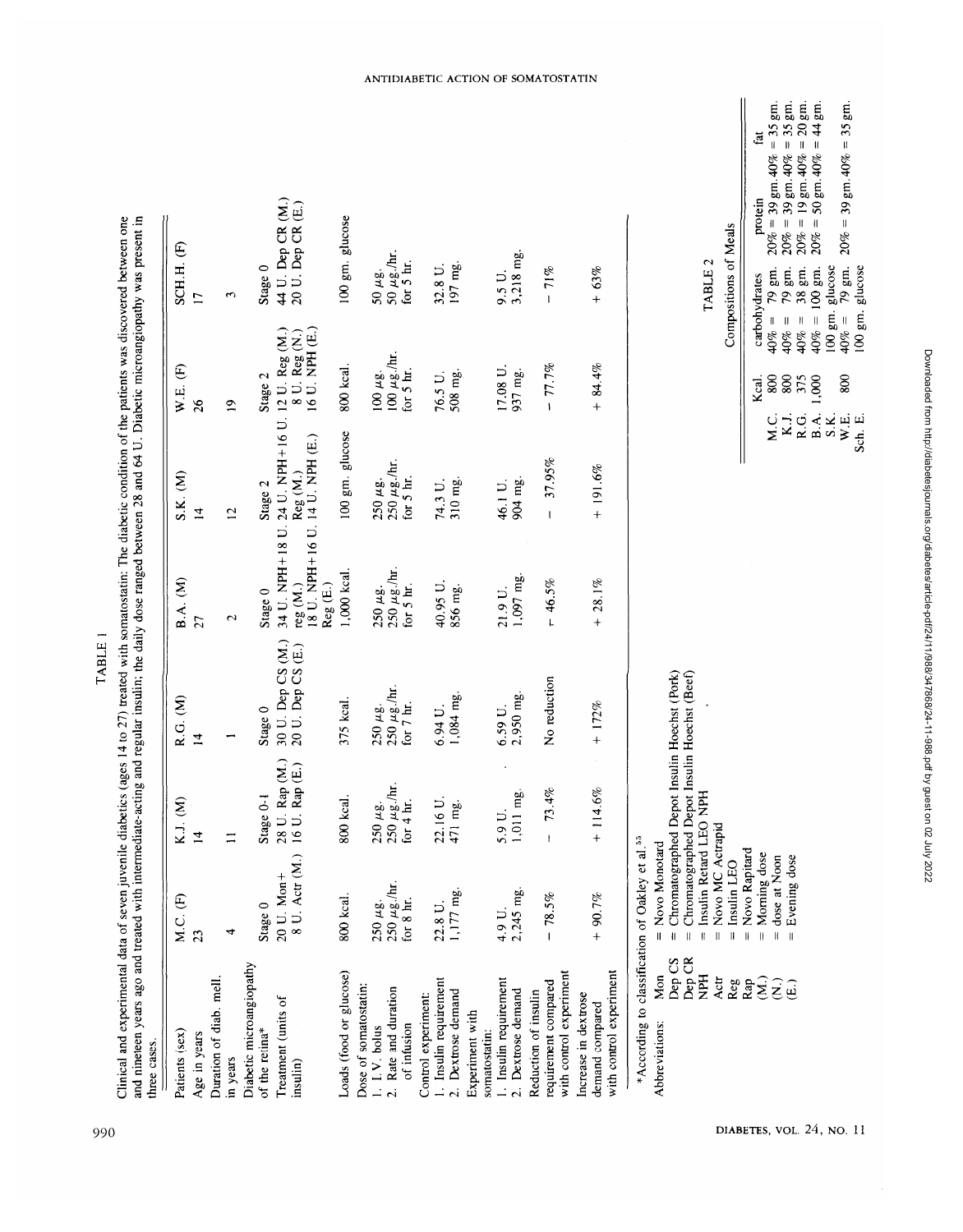TABLE 1

Clinical and experimental data of seven juvenile diabetics (ages 14 to 27) treated with somatostatin: The diabetic condition of the patients was discovered between one and nineteen years ago and treated with intermediate-acting and regular insulin; the daily dose ranged between 28 and 64 U. Diabetic microangiopathy was present in three cases.

| Patients (sex) | M.C. (F) | K.J. (M) | R.G. (M) | B.A. (M) | S.K. (M) | W.E. (F) | SCH.H. (F) |
|---|---|---|---|---|---|---|---|
| Age in years | 23 | 14 | 14 | 27 | 14 | 26 | 17 |
| Duration of diab. mell. in years | 4 | 11 | 1 | 2 | 12 | 19 | 3 |
| Diabetic microangiopathy of the retina* | Stage 0 | Stage 0-1 | Stage 0 | Stage 0 | Stage 2 | Stage 2 | Stage 0 |
| Treatment (units of insulin) | 20 U. Mon+ 8 U. Actr (M.) | 28 U. Rap (M.) 16 U. Rap (E.) | 30 U. Dep CS (M.) 20 U. Dep CS (E.) | 34 U. NPH+18 U. reg (M.) 18 U. NPH+16 U. Reg (E.) | 24 U. NPH+16 U. Reg (M.) 14 U. NPH (E.) | 12 U. Reg (M.) 8 U. Reg (N.) 16 U. NPH (E.) | 44 U. Dep CR (M.) 20 U. Dep CR (E.) |
| Loads (food or glucose) | 800 kcal. | 800 kcal. | 375 kcal. | 1,000 kcal. | 100 gm. glucose | 800 kcal. | 100 gm. glucose |
| Dose of somatostatin: | | | | | | | |
| 1. I.V. bolus | 250 μg. | 250 μg. | 250 μg. | 250 μg. | 250 μg. | 100 μg. | 50 μg. |
| 2. Rate and duration of infusion | 250 μg./hr. for 8 hr. | 250 μg./hr. for 4 hr. | 250 μg./hr. for 7 hr. | 250 μg./hr. for 5 hr. | 250 μg./hr. for 5 hr. | 100 μg./hr. for 5 hr. | 50 μg./hr. for 5 hr. |
| Control experiment: | | | | | | | |
| 1. Insulin requirement | 22.8 U. | 22.16 U. | 6.94 U. | 40.95 U. | 74.3 U. | 76.5 U. | 32.8 U. |
| 2. Dextrose demand | 1,177 mg. | 471 mg. | 1,084 mg. | 856 mg. | 310 mg. | 508 mg. | 197 mg. |
| Experiment with somatostatin: | | | | | | | |
| 1. Insulin requirement | 4.9 U. | 5.9 U. | 6.59 U. | 21.9 U. | 46.1 U. | 17.08 U. | 9.5 U. |
| 2. Dextrose demand | 2,245 mg. | 1,011 mg. | 2,950 mg. | 1,097 mg. | 904 mg. | 937 mg. | 3,218 mg. |
| Reduction of insulin requirement compared with control experiment | − 78.5% | − 73.4% | No reduction | − 46.5% | − 37.95% | − 77.7% | − 71% |
| Increase in dextrose demand compared with control experiment | + 90.7% | + 114.6% | + 172% | + 28.1% | + 191.6% | + 84.4% | + 63% |

*According to classification of Oakley et al.[55]

Abbreviations:
- Mon = Novo Monotard
- Dep CS = Chromatographed Depot Insulin Hoechst (Pork)
- Dep CR = Chromatographed Depot Insulin Hoechst (Beef)
- NPH = Insulin Retard LEO NPH
- Actr = Novo MC Actrapid
- Reg = Insulin LEO
- Rap = Novo Rapitard
- (M.) = Morning dose
- (N.) = dose at Noon
- (E.) = Evening dose

TABLE 2

Compositions of Meals

| | Kcal. | carbohydrates | protein | fat |
|---|---|---|---|---|
| M.C. | 800 | 40% = 79 gm. | 20% = 39 gm. | 40% = 35 gm. |
| K.J. | 800 | 40% = 79 gm. | 20% = 39 gm. | 40% = 35 gm. |
| R.G. | 375 | 40% = 38 gm. | 20% = 19 gm. | 40% = 20 gm. |
| B.A. | 1,000 | 40% = 100 gm. | 20% = 50 gm. | 40% = 44 gm. |
| S.K. | | 100 gm. glucose | | |
| W.E. | 800 | 40% = 79 gm. | 20% = 39 gm. | 40% = 35 gm. |
| Sch. E. | | 100 gm. glucose | | |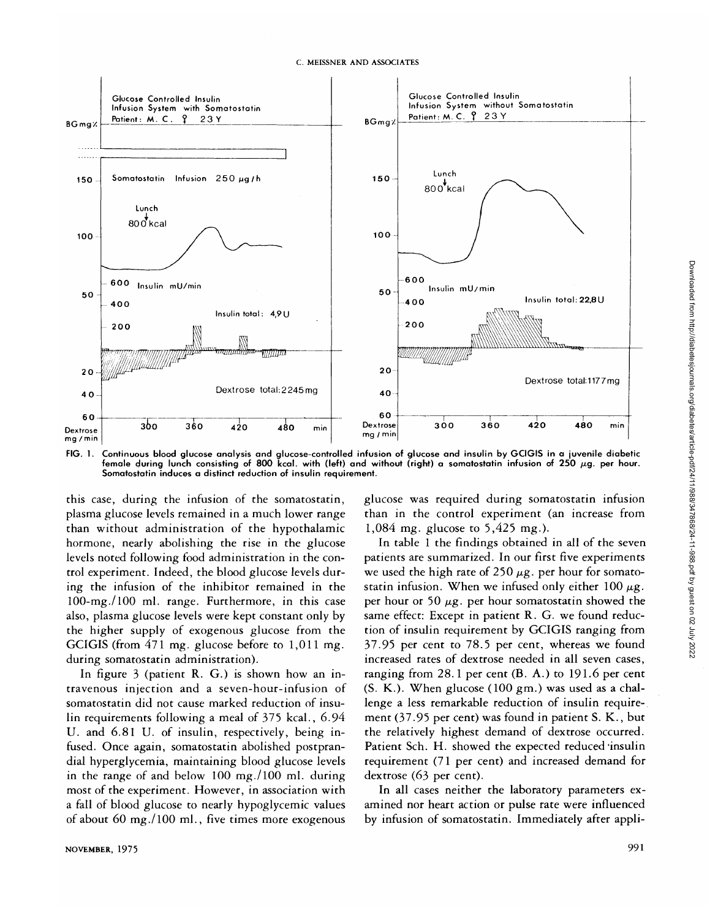FIG. 1. Continuous blood glucose analysis and glucose-controlled infusion of glucose and insulin by GCIGIS in a juvenile diabetic female during lunch consisting of 800 kcal. with (left) and without (right) a somatostatin infusion of 250 $\mu$g. per hour. Somatostatin induces a distinct reduction of insulin requirement.

this case, during the infusion of the somatostatin, plasma glucose levels remained in a much lower range than without administration of the hypothalamic hormone, nearly abolishing the rise in the glucose levels noted following food administration in the control experiment. Indeed, the blood glucose levels during the infusion of the inhibitor remained in the 100-mg./100 ml. range. Furthermore, in this case also, plasma glucose levels were kept constant only by the higher supply of exogenous glucose from the GCIGIS (from 471 mg. glucose before to 1,011 mg. during somatostatin administration).

In figure 3 (patient R. G.) is shown how an intravenous injection and a seven-hour-infusion of somatostatin did not cause marked reduction of insulin requirements following a meal of 375 kcal., 6.94 U. and 6.81 U. of insulin, respectively, being infused. Once again, somatostatin abolished postprandial hyperglycemia, maintaining blood glucose levels in the range of and below 100 mg./100 ml. during most of the experiment. However, in association with a fall of blood glucose to nearly hypoglycemic values of about 60 mg./100 ml., five times more exogenous glucose was required during somatostatin infusion than in the control experiment (an increase from 1,084 mg. glucose to 5,425 mg.).

In table 1 the findings obtained in all of the seven patients are summarized. In our first five experiments we used the high rate of 250 $\mu$g. per hour for somatostatin infusion. When we infused only either 100 $\mu$g. per hour or 50 $\mu$g. per hour somatostatin showed the same effect: Except in patient R. G. we found reduction of insulin requirement by GCIGIS ranging from 37.95 per cent to 78.5 per cent, whereas we found increased rates of dextrose needed in all seven cases, ranging from 28.1 per cent (B. A.) to 191.6 per cent (S. K.). When glucose (100 gm.) was used as a challenge a less remarkable reduction of insulin requirement (37.95 per cent) was found in patient S. K., but the relatively highest demand of dextrose occurred. Patient Sch. H. showed the expected reduced insulin requirement (71 per cent) and increased demand for dextrose (63 per cent).

In all cases neither the laboratory parameters examined nor heart action or pulse rate were influenced by infusion of somatostatin. Immediately after appli-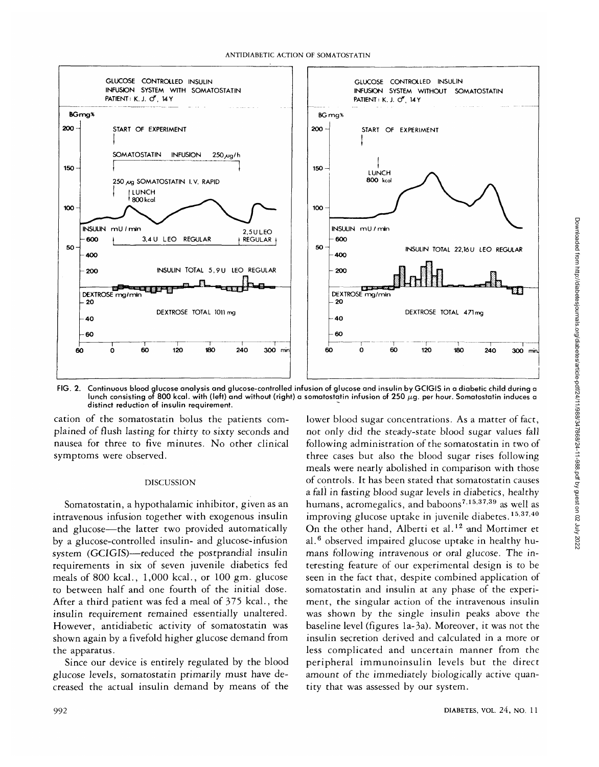FIG. 2. Continuous blood glucose analysis and glucose-controlled infusion of glucose and insulin by GCIGIS in a diabetic child during a lunch consisting of 800 kcal. with (left) and without (right) a somatostatin infusion of 250 μg. per hour. Somatostatin induces a distinct reduction of insulin requirement.

cation of the somatostatin bolus the patients complained of flush lasting for thirty to sixty seconds and nausea for three to five minutes. No other clinical symptoms were observed.

## DISCUSSION

Somatostatin, a hypothalamic inhibitor, given as an intravenous infusion together with exogenous insulin and glucose—the latter two provided automatically by a glucose-controlled insulin- and glucose-infusion system (GCIGIS)—reduced the postprandial insulin requirements in six of seven juvenile diabetics fed meals of 800 kcal., 1,000 kcal., or 100 gm. glucose to between half and one fourth of the initial dose. After a third patient was fed a meal of 375 kcal., the insulin requirement remained essentially unaltered. However, antidiabetic activity of somatostatin was shown again by a fivefold higher glucose demand from the apparatus.

Since our device is entirely regulated by the blood glucose levels, somatostatin primarily must have decreased the actual insulin demand by means of the lower blood sugar concentrations. As a matter of fact, not only did the steady-state blood sugar values fall following administration of the somatostatin in two of three cases but also the blood sugar rises following meals were nearly abolished in comparison with those of controls. It has been stated that somatostatin causes a fall in fasting blood sugar levels in diabetics, healthy humans, acromegalics, and baboons[7,15,37,39] as well as improving glucose uptake in juvenile diabetes.[15,37,40] On the other hand, Alberti et al.[12] and Mortimer et al.[6] observed impaired glucose uptake in healthy humans following intravenous or oral glucose. The interesting feature of our experimental design is to be seen in the fact that, despite combined application of somatostatin and insulin at any phase of the experiment, the singular action of the intravenous insulin was shown by the single insulin peaks above the baseline level (figures 1a-3a). Moreover, it was not the insulin secretion derived and calculated in a more or less complicated and uncertain manner from the peripheral immunoinsulin levels but the direct amount of the immediately biologically active quantity that was assessed by our system.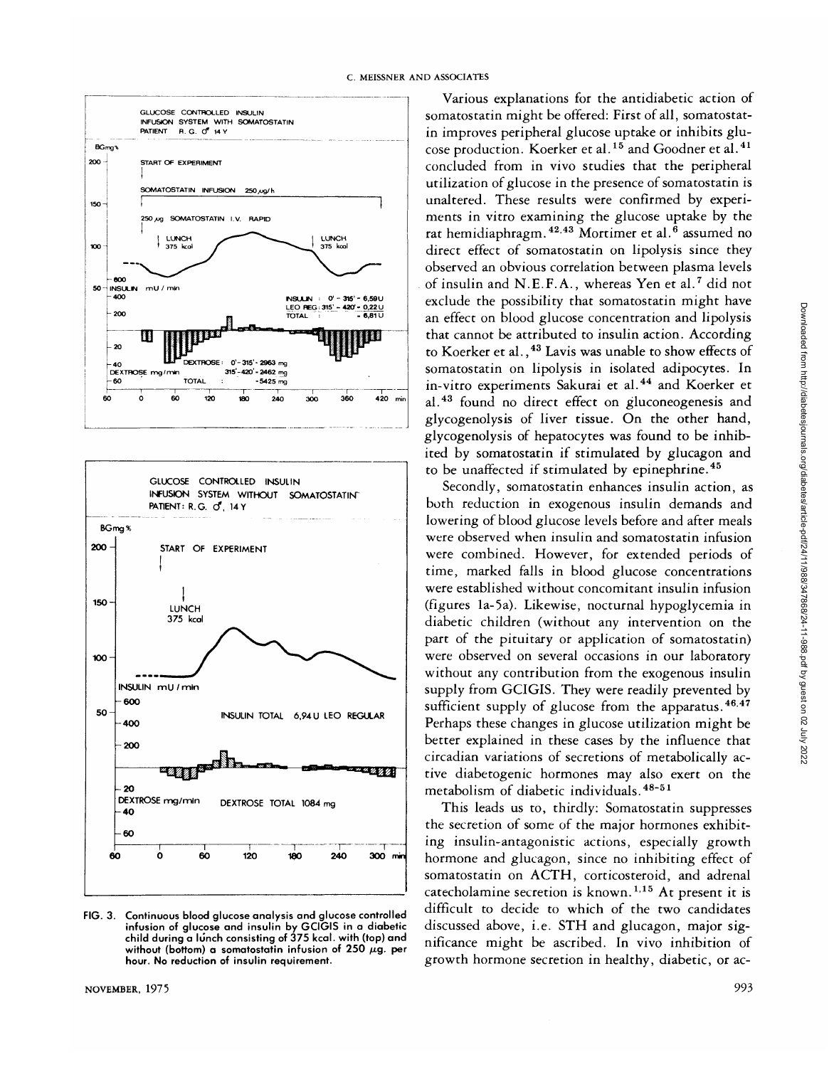FIG. 3. Continuous blood glucose analysis and glucose controlled infusion of glucose and insulin by GCIGIS in a diabetic child during a lunch consisting of 375 kcal. with (top) and without (bottom) a somatostatin infusion of 250 $\mu$g. per hour. No reduction of insulin requirement.

Various explanations for the antidiabetic action of somatostatin might be offered: First of all, somatostatin improves peripheral glucose uptake or inhibits glucose production. Koerker et al.[15] and Goodner et al.[41] concluded from in vivo studies that the peripheral utilization of glucose in the presence of somatostatin is unaltered. These results were confirmed by experiments in vitro examining the glucose uptake by the rat hemidiaphragm.[42,43] Mortimer et al.[6] assumed no direct effect of somatostatin on lipolysis since they observed an obvious correlation between plasma levels of insulin and N.E.F.A., whereas Yen et al.[7] did not exclude the possibility that somatostatin might have an effect on blood glucose concentration and lipolysis that cannot be attributed to insulin action. According to Koerker et al.,[43] Lavis was unable to show effects of somatostatin on lipolysis in isolated adipocytes. In in-vitro experiments Sakurai et al.[44] and Koerker et al.[43] found no direct effect on gluconeogenesis and glycogenolysis of liver tissue. On the other hand, glycogenolysis of hepatocytes was found to be inhibited by somatostatin if stimulated by glucagon and to be unaffected if stimulated by epinephrine.[45]

Secondly, somatostatin enhances insulin action, as both reduction in exogenous insulin demands and lowering of blood glucose levels before and after meals were observed when insulin and somatostatin infusion were combined. However, for extended periods of time, marked falls in blood glucose concentrations were established without concomitant insulin infusion (figures 1a-5a). Likewise, nocturnal hypoglycemia in diabetic children (without any intervention on the part of the pituitary or application of somatostatin) were observed on several occasions in our laboratory without any contribution from the exogenous insulin supply from GCIGIS. They were readily prevented by sufficient supply of glucose from the apparatus.[46,47] Perhaps these changes in glucose utilization might be better explained in these cases by the influence that circadian variations of secretions of metabolically active diabetogenic hormones may also exert on the metabolism of diabetic individuals.[48-51]

This leads us to, thirdly: Somatostatin suppresses the secretion of some of the major hormones exhibiting insulin-antagonistic actions, especially growth hormone and glucagon, since no inhibiting effect of somatostatin on ACTH, corticosteroid, and adrenal catecholamine secretion is known.[1,15] At present it is difficult to decide to which of the two candidates discussed above, i.e. STH and glucagon, major significance might be ascribed. In vivo inhibition of growth hormone secretion in healthy, diabetic, or ac-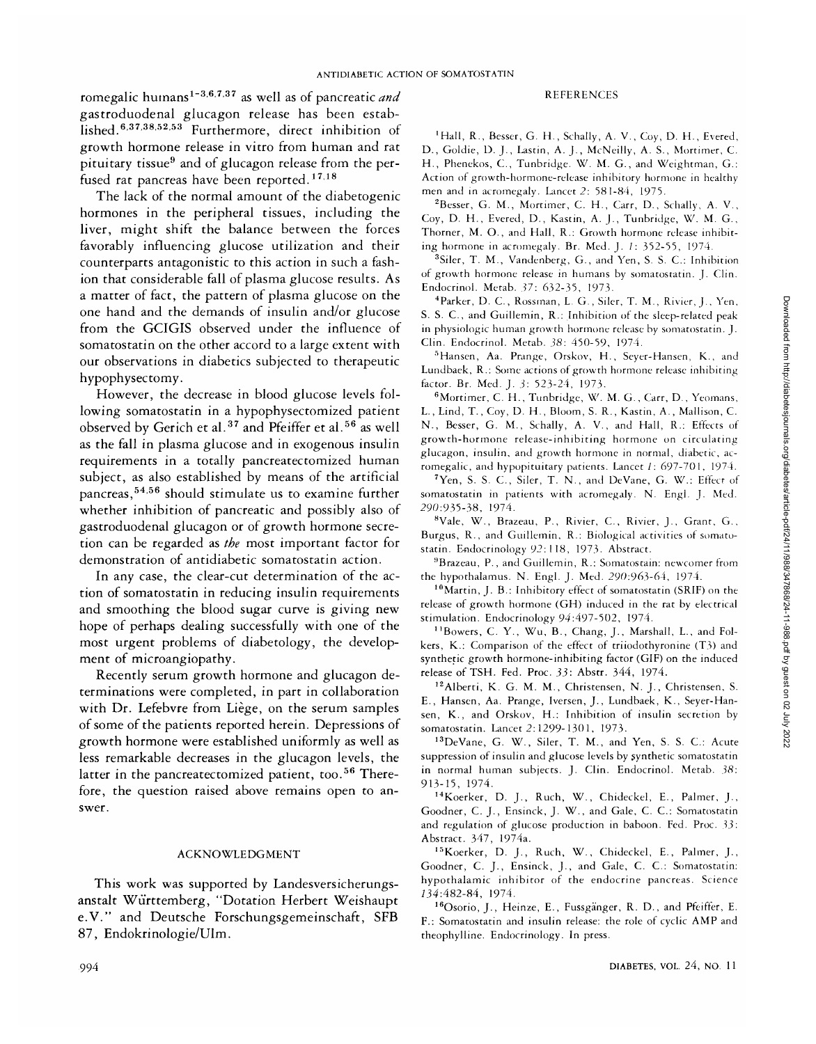romegalic humans[1-3,6,7,37] as well as of pancreatic *and* gastroduodenal glucagon release has been established.[6,37,38,52,53] Furthermore, direct inhibition of growth hormone release in vitro from human and rat pituitary tissue[9] and of glucagon release from the perfused rat pancreas have been reported.[17,18]

The lack of the normal amount of the diabetogenic hormones in the peripheral tissues, including the liver, might shift the balance between the forces favorably influencing glucose utilization and their counterparts antagonistic to this action in such a fashion that considerable fall of plasma glucose results. As a matter of fact, the pattern of plasma glucose on the one hand and the demands of insulin and/or glucose from the GCIGIS observed under the influence of somatostatin on the other accord to a large extent with our observations in diabetics subjected to therapeutic hypophysectomy.

However, the decrease in blood glucose levels following somatostatin in a hypophysectomized patient observed by Gerich et al.[37] and Pfeiffer et al.[56] as well as the fall in plasma glucose and in exogenous insulin requirements in a totally pancreatectomized human subject, as also established by means of the artificial pancreas,[54,56] should stimulate us to examine further whether inhibition of pancreatic and possibly also of gastroduodenal glucagon or of growth hormone secretion can be regarded as *the* most important factor for demonstration of antidiabetic somatostatin action.

In any case, the clear-cut determination of the action of somatostatin in reducing insulin requirements and smoothing the blood sugar curve is giving new hope of perhaps dealing successfully with one of the most urgent problems of diabetology, the development of microangiopathy.

Recently serum growth hormone and glucagon determinations were completed, in part in collaboration with Dr. Lefebvre from Liège, on the serum samples of some of the patients reported herein. Depressions of growth hormone were established uniformly as well as less remarkable decreases in the glucagon levels, the latter in the pancreatectomized patient, too.[56] Therefore, the question raised above remains open to answer.

## ACKNOWLEDGMENT

This work was supported by Landesversicherungsanstalt Württemberg, "Dotation Herbert Weishaupt e.V." and Deutsche Forschungsgemeinschaft, SFB 87, Endokrinologie/Ulm.

## REFERENCES

1. Hall, R., Besser, G. H., Schally, A. V., Coy, D. H., Evered, D., Goldie, D. J., Lastin, A. J., McNeilly, A. S., Mortimer, C. H., Phenekos, C., Tunbridge. W. M. G., and Weightman, G.: Action of growth-hormone-release inhibitory hormone in healthy men and in acromegaly. Lancet *2*: 581-84, 1975.

2. Besser, G. M., Mortimer, C. H., Carr, D., Schally, A. V., Coy, D. H., Evered, D., Kastin, A. J., Tunbridge, W. M. G., Thorner, M. O., and Hall, R.: Growth hormone release inhibiting hormone in acromegaly. Br. Med. J. *1*: 352-55, 1974.

3. Siler, T. M., Vandenberg, G., and Yen, S. S. C.: Inhibition of growth hormone release in humans by somatostatin. J. Clin. Endocrinol. Metab. *37*: 632-35, 1973.

4. Parker, D. C., Rossman, L. G., Siler, T. M., Rivier, J., Yen, S. S. C., and Guillemin, R.: Inhibition of the sleep-related peak in physiologic human growth hormone release by somatostatin. J. Clin. Endocrinol. Metab. *38*: 450-59, 1974.

5. Hansen, Aa. Prange, Orskov, H., Seyer-Hansen, K., and Lundbaek, R.: Some actions of growth hormone release inhibiting factor. Br. Med. J. *3*: 523-24, 1973.

6. Mortimer, C. H., Tunbridge, W. M. G., Carr, D., Yeomans, L., Lind, T., Coy, D. H., Bloom, S. R., Kastin, A., Mallison, C. N., Besser, G. M., Schally, A. V., and Hall, R.: Effects of growth-hormone release-inhibiting hormone on circulating glucagon, insulin, and growth hormone in normal, diabetic, acromegalic, and hypopituitary patients. Lancet *1*: 697-701, 1974.

7. Yen, S. S. C., Siler, T. N., and DeVane, G. W.: Effect of somatostatin in patients with acromegaly. N. Engl. J. Med. *290*:935-38, 1974.

8. Vale, W., Brazeau, P., Rivier, C., Rivier, J., Grant, G., Burgus, R., and Guillemin, R.: Biological activities of somatostatin. Endocrinology *92*: 118, 1973. Abstract.

9. Brazeau, P., and Guillemin, R.: Somatostain: newcomer from the hypothalamus. N. Engl. J. Med. *290*:963-64, 1974.

10. Martin, J. B.: Inhibitory effect of somatostatin (SRIF) on the release of growth hormone (GH) induced in the rat by electrical stimulation. Endocrinology *94*:497-502, 1974.

11. Bowers, C. Y., Wu, B., Chang, J., Marshall, L., and Folkers, K.: Comparison of the effect of triiodothyronine (T3) and synthetic growth hormone-inhibiting factor (GIF) on the induced release of TSH. Fed. Proc. *33*: Abstr. 344, 1974.

12. Alberti, K. G. M. M., Christensen, N. J., Christensen, S. E., Hansen, Aa. Prange, Iversen, J., Lundbaek, K., Seyer-Hansen, K., and Orskov, H.: Inhibition of insulin secretion by somatostatin. Lancet *2*:1299-1301, 1973.

13. DeVane, G. W., Siler, T. M., and Yen, S. S. C.: Acute suppression of insulin and glucose levels by synthetic somatostatin in normal human subjects. J. Clin. Endocrinol. Metab. *38*: 913-15, 1974.

14. Koerker, D. J., Ruch, W., Chideckel, E., Palmer, J., Goodner, C. J., Ensinck, J. W., and Gale, C. C.: Somatostatin and regulation of glucose production in baboon. Fed. Proc. *33*: Abstract. 347, 1974a.

15. Koerker, D. J., Ruch, W., Chideckel, E., Palmer, J., Goodner, C. J., Ensinck, J., and Gale, C. C.: Somatostatin: hypothalamic inhibitor of the endocrine pancreas. Science *134*:482-84, 1974.

16. Osorio, J., Heinze, E., Fussgänger, R. D., and Pfeiffer, E. F.: Somatostatin and insulin release: the role of cyclic AMP and theophylline. Endocrinology. In press.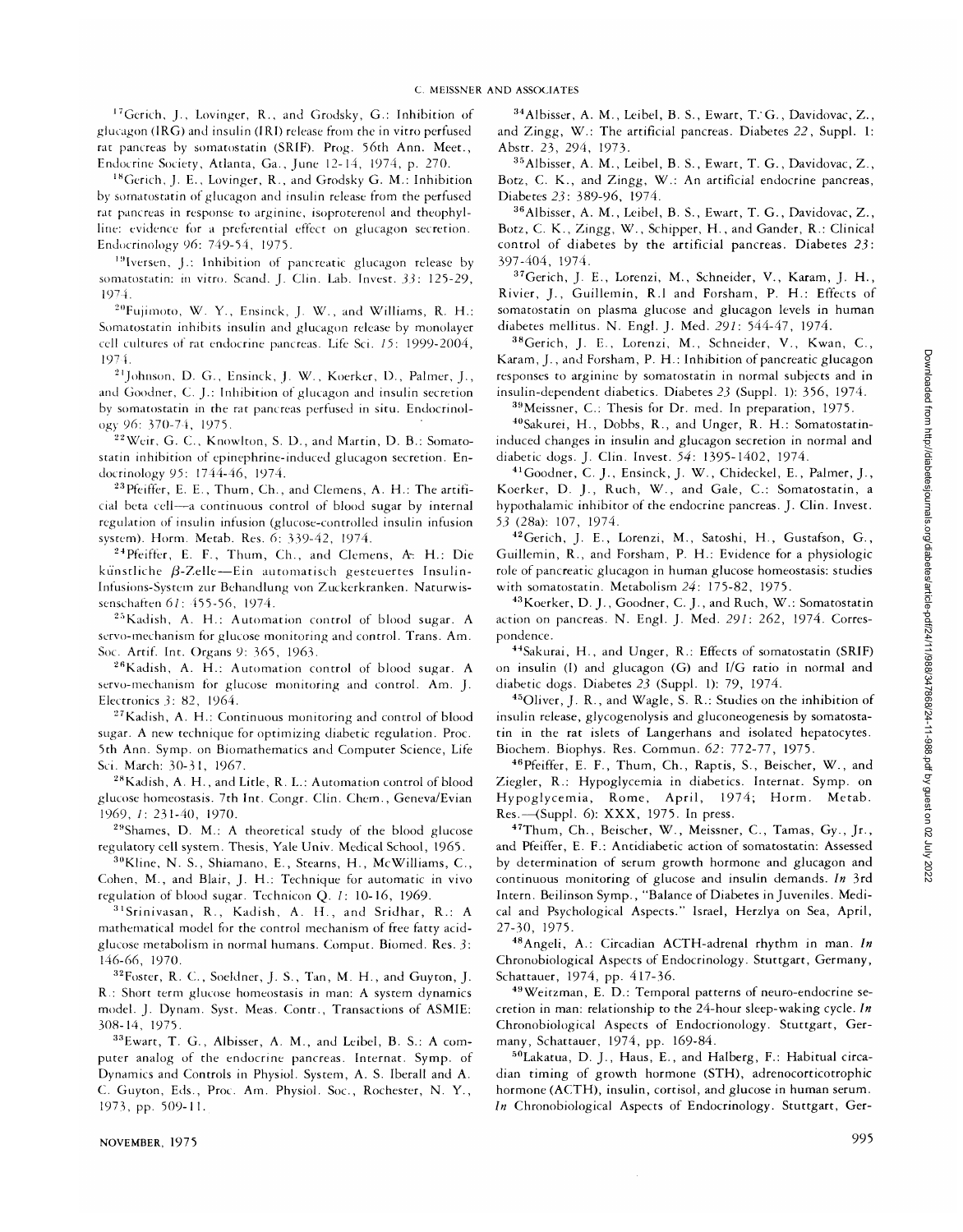[17]Gerich, J., Lovinger, R., and Grodsky, G.: Inhibition of glucagon (IRG) and insulin (IRI) release from the in vitro perfused rat pancreas by somatostatin (SRIF). Prog. 56th Ann. Meet., Endocrine Society, Atlanta, Ga., June 12-14, 1974, p. 270.

[18]Gerich, J. E., Lovinger, R., and Grodsky G. M.: Inhibition by somatostatin of glucagon and insulin release from the perfused rat pancreas in response to arginine, isoproterenol and theophylline: evidence for a preferential effect on glucagon secretion. Endocrinology 96: 749-54, 1975.

[19]Iversen, J.: Inhibition of pancreatic glucagon release by somatostatin: in vitro. Scand. J. Clin. Lab. Invest. 33: 125-29, 1974.

[20]Fujimoto, W. Y., Ensinck, J. W., and Williams, R. H.: Somatostatin inhibits insulin and glucagon release by monolayer cell cultures of rat endocrine pancreas. Life Sci. 15: 1999-2004, 1974.

[21]Johnson, D. G., Ensinck, J. W., Koerker, D., Palmer, J., and Goodner, C. J.: Inhibition of glucagon and insulin secretion by somatostatin in the rat pancreas perfused in situ. Endocrinology 96: 370-74, 1975.

[22]Weir, G. C., Knowlton, S. D., and Martin, D. B.: Somatostatin inhibition of epinephrine-induced glucagon secretion. Endocrinology 95: 1744-46, 1974.

[23]Pfeiffer, E. E., Thum, Ch., and Clemens, A. H.: The artificial beta cell—a continuous control of blood sugar by internal regulation of insulin infusion (glucose-controlled insulin infusion system). Horm. Metab. Res. 6: 339-42, 1974.

[24]Pfeiffer, E. F., Thum, Ch., and Clemens, A. H.: Die künstliche $\beta$-Zelle—Ein automatisch gesteuertes Insulin-Infusions-System zur Behandlung von Zuckerkranken. Naturwissenschaften 61: 455-56, 1974.

[25]Kadish, A. H.: Automation control of blood sugar. A servo-mechanism for glucose monitoring and control. Trans. Am. Soc. Artif. Int. Organs 9: 365, 1963.

[26]Kadish, A. H.: Automation control of blood sugar. A servo-mechanism for glucose monitoring and control. Am. J. Electronics 3: 82, 1964.

[27]Kadish, A. H.: Continuous monitoring and control of blood sugar. A new technique for optimizing diabetic regulation. Proc. 5th Ann. Symp. on Biomathematics and Computer Science, Life Sci. March: 30-31, 1967.

[28]Kadish, A. H., and Litle, R. L.: Automation control of blood glucose homeostasis. 7th Int. Congr. Clin. Chem., Geneva/Evian 1969, 1: 231-40, 1970.

[29]Shames, D. M.: A theoretical study of the blood glucose regulatory cell system. Thesis, Yale Univ. Medical School, 1965.

[30]Kline, N. S., Shiamano, E., Stearns, H., McWilliams, C., Cohen, M., and Blair, J. H.: Technique for automatic in vivo regulation of blood sugar. Technicon Q. 1: 10-16, 1969.

[31]Srinivasan, R., Kadish, A. H., and Sridhar, R.: A mathematical model for the control mechanism of free fatty acid-glucose metabolism in normal humans. Comput. Biomed. Res. 3: 146-66, 1970.

[32]Foster, R. C., Soeldner, J. S., Tan, M. H., and Guyton, J. R.: Short term glucose homeostasis in man: A system dynamics model. J. Dynam. Syst. Meas. Contr., Transactions of ASMIE: 308-14, 1975.

[33]Ewart, T. G., Albisser, A. M., and Leibel, B. S.: A computer analog of the endocrine pancreas. Internat. Symp. of Dynamics and Controls in Physiol. System, A. S. Iberall and A. C. Guyton, Eds., Proc. Am. Physiol. Soc., Rochester, N. Y., 1973, pp. 509-11.

[34]Albisser, A. M., Leibel, B. S., Ewart, T. G., Davidovac, Z., and Zingg, W.: The artificial pancreas. Diabetes 22, Suppl. 1: Abstr. 23, 294, 1973.

[35]Albisser, A. M., Leibel, B. S., Ewart, T. G., Davidovac, Z., Botz, C. K., and Zingg, W.: An artificial endocrine pancreas, Diabetes 23: 389-96, 1974.

[36]Albisser, A. M., Leibel, B. S., Ewart, T. G., Davidovac, Z., Botz, C. K., Zingg, W., Schipper, H., and Gander, R.: Clinical control of diabetes by the artificial pancreas. Diabetes 23: 397-404, 1974.

[37]Gerich, J. E., Lorenzi, M., Schneider, V., Karam, J. H., Rivier, J., Guillemin, R.l and Forsham, P. H.: Effects of somatostatin on plasma glucose and glucagon levels in human diabetes mellitus. N. Engl. J. Med. 291: 544-47, 1974.

[38]Gerich, J. E., Lorenzi, M., Schneider, V., Kwan, C., Karam, J., and Forsham, P. H.: Inhibition of pancreatic glucagon responses to arginine by somatostatin in normal subjects and in insulin-dependent diabetics. Diabetes 23 (Suppl. 1): 356, 1974.

[39]Meissner, C.: Thesis for Dr. med. In preparation, 1975.

[40]Sakurei, H., Dobbs, R., and Unger, R. H.: Somatostatin-induced changes in insulin and glucagon secretion in normal and diabetic dogs. J. Clin. Invest. 54: 1395-1402, 1974.

[41]Goodner, C. J., Ensinck, J. W., Chideckel, E., Palmer, J., Koerker, D. J., Ruch, W., and Gale, C.: Somatostatin, a hypothalamic inhibitor of the endocrine pancreas. J. Clin. Invest. 53 (28a): 107, 1974.

[42]Gerich, J. E., Lorenzi, M., Satoshi, H., Gustafson, G., Guillemin, R., and Forsham, P. H.: Evidence for a physiologic role of pancreatic glucagon in human glucose homeostasis: studies with somatostatin. Metabolism 24: 175-82, 1975.

[43]Koerker, D. J., Goodner, C. J., and Ruch, W.: Somatostatin action on pancreas. N. Engl. J. Med. 291: 262, 1974. Correspondence.

[44]Sakurai, H., and Unger, R.: Effects of somatostatin (SRIF) on insulin (I) and glucagon (G) and I/G ratio in normal and diabetic dogs. Diabetes 23 (Suppl. 1): 79, 1974.

[45]Oliver, J. R., and Wagle, S. R.: Studies on the inhibition of insulin release, glycogenolysis and gluconeogenesis by somatostatin in the rat islets of Langerhans and isolated hepatocytes. Biochem. Biophys. Res. Commun. 62: 772-77, 1975.

[46]Pfeiffer, E. F., Thum, Ch., Raptis, S., Beischer, W., and Ziegler, R.: Hypoglycemia in diabetics. Internat. Symp. on Hypoglycemia, Rome, April, 1974; Horm. Metab. Res.—(Suppl. 6): XXX, 1975. In press.

[47]Thum, Ch., Beischer, W., Meissner, C., Tamas, Gy., Jr., and Pfeiffer, E. F.: Antidiabetic action of somatostatin: Assessed by determination of serum growth hormone and glucagon and continuous monitoring of glucose and insulin demands. *In* 3rd Intern. Beilinson Symp., "Balance of Diabetes in Juveniles. Medical and Psychological Aspects." Israel, Herzlya on Sea, April, 27-30, 1975.

[48]Angeli, A.: Circadian ACTH-adrenal rhythm in man. *In* Chronobiological Aspects of Endocrinology. Stuttgart, Germany, Schattauer, 1974, pp. 417-36.

[49]Weitzman, E. D.: Temporal patterns of neuro-endocrine secretion in man: relationship to the 24-hour sleep-waking cycle. *In* Chronobiological Aspects of Endocrionology. Stuttgart, Germany, Schattauer, 1974, pp. 169-84.

[50]Lakatua, D. J., Haus, E., and Halberg, F.: Habitual circadian timing of growth hormone (STH), adrenocorticotrophic hormone (ACTH), insulin, cortisol, and glucose in human serum. *In* Chronobiological Aspects of Endocrinology. Stuttgart, Ger-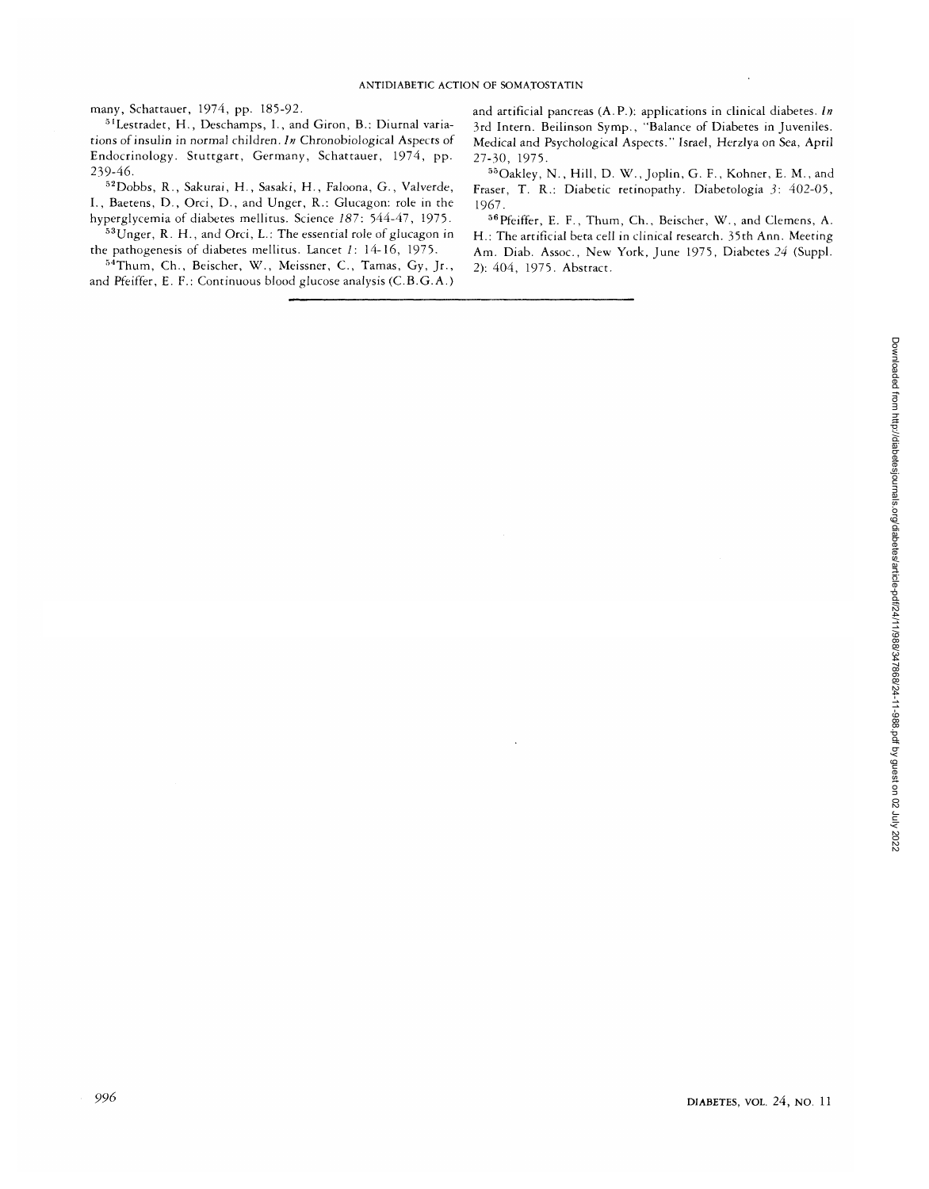many, Schattauer, 1974, pp. 185-92.

[51]Lestradet, H., Deschamps, I., and Giron, B.: Diurnal variations of insulin in normal children. *In* Chronobiological Aspects of Endocrinology. Stuttgart, Germany, Schattauer, 1974, pp. 239-46.

[52]Dobbs, R., Sakurai, H., Sasaki, H., Faloona, G., Valverde, I., Baetens, D., Orci, D., and Unger, R.: Glucagon: role in the hyperglycemia of diabetes mellitus. Science *187*: 544-47, 1975.

[53]Unger, R. H., and Orci, L.: The essential role of glucagon in the pathogenesis of diabetes mellitus. Lancet *1*: 14-16, 1975.

[54]Thum, Ch., Beischer, W., Meissner, C., Tamas, Gy, Jr., and Pfeiffer, E. F.: Continuous blood glucose analysis (C.B.G.A.) and artificial pancreas (A.P.): applications in clinical diabetes. *In* 3rd Intern. Beilinson Symp., "Balance of Diabetes in Juveniles. Medical and Psychological Aspects." Israel, Herzlya on Sea, April 27-30, 1975.

[55]Oakley, N., Hill, D. W., Joplin, G. F., Kohner, E. M., and Fraser, T. R.: Diabetic retinopathy. Diabetologia *3*: 402-05, 1967.

[56]Pfeiffer, E. F., Thum, Ch., Beischer, W., and Clemens, A. H.: The artificial beta cell in clinical research. 35th Ann. Meeting Am. Diab. Assoc., New York, June 1975, Diabetes *24* (Suppl. 2): 404, 1975. Abstract.